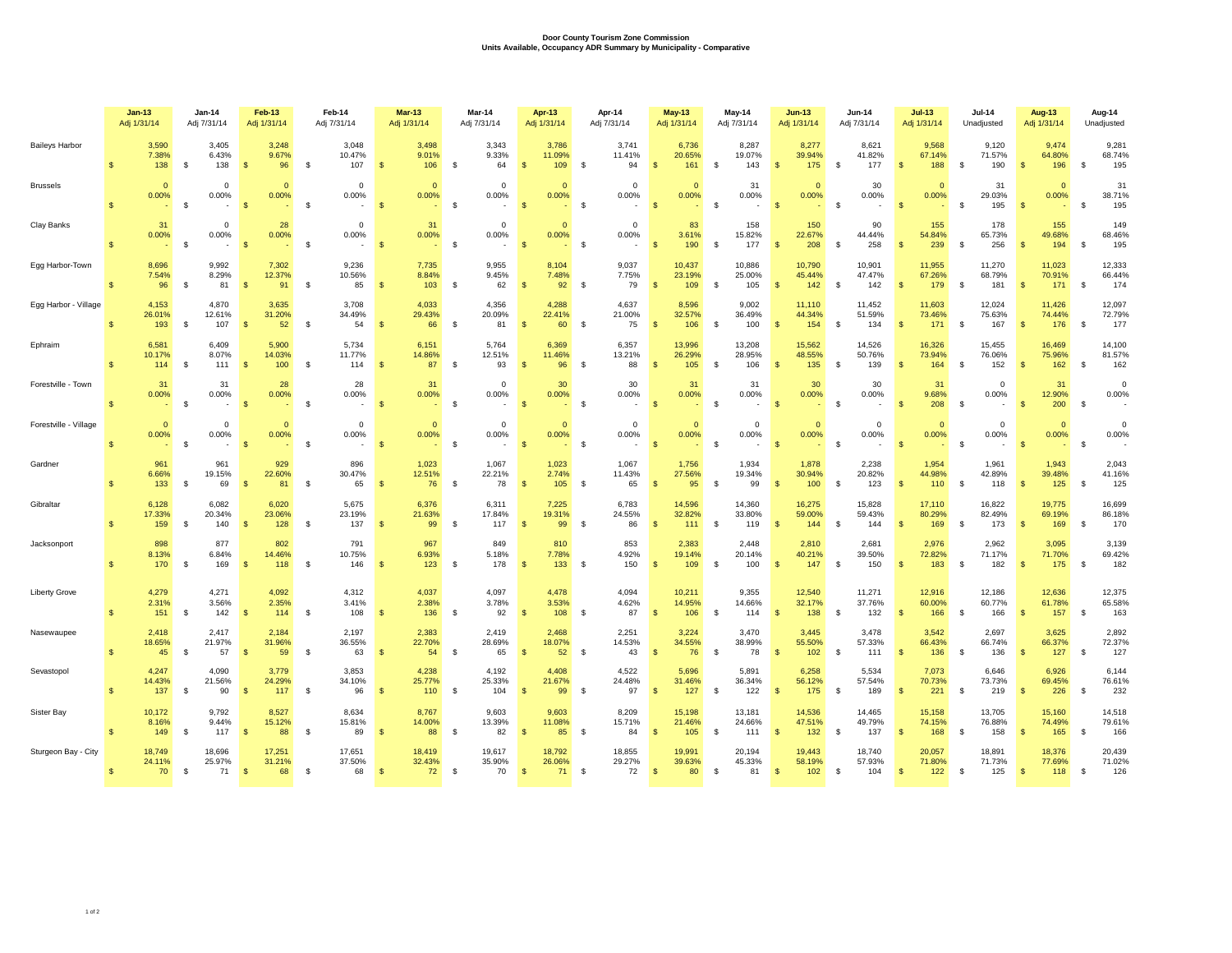**Door County Tourism Zone Commission**
**Units Available, Occupancy ADR Summary by Municipality - Comparative**

| | Jan-13 | Jan-14 | Feb-13 | Feb-14 | Mar-13 | Mar-14 | Apr-13 | Apr-14 | May-13 | May-14 | Jun-13 | Jun-14 | Jul-13 | Jul-14 | Aug-13 | Aug-14 |
|---|---|---|---|---|---|---|---|---|---|---|---|---|---|---|---|---|
| | Adj 1/31/14 | Adj 7/31/14 | Adj 1/31/14 | Adj 7/31/14 | Adj 1/31/14 | Adj 7/31/14 | Adj 1/31/14 | Adj 7/31/14 | Adj 1/31/14 | Adj 7/31/14 | Adj 1/31/14 | Adj 7/31/14 | Adj 1/31/14 | Unadjusted | Adj 1/31/14 | Unadjusted |
| Baileys Harbor | 3,590 | 3,405 | 3,248 | 3,048 | 3,498 | 3,343 | 3,786 | 3,741 | 6,736 | 8,287 | 8,277 | 8,621 | 9,568 | 9,120 | 9,474 | 9,281 |
| | 7.38% | 6.43% | 9.67% | 10.47% | 9.01% | 9.33% | 11.09% | 11.41% | 20.65% | 19.07% | 39.94% | 41.82% | 67.14% | 71.57% | 64.80% | 68.74% |
| | $ 138 | $ 138 | $ 96 | $ 107 | $ 106 | $ 64 | $ 109 | $ 94 | $ 161 | $ 143 | $ 175 | $ 177 | $ 188 | $ 190 | $ 196 | $ 195 |
| Brussels | 0 | 0 | 0 | 0 | 0 | 0 | 0 | 0 | 0 | 31 | 0 | 30 | 0 | 31 | 0 | 31 |
| | 0.00% | 0.00% | 0.00% | 0.00% | 0.00% | 0.00% | 0.00% | 0.00% | 0.00% | 0.00% | 0.00% | 0.00% | 0.00% | 29.03% | 0.00% | 38.71% |
| | $ - | $ - | $ - | $ - | $ - | $ - | $ - | $ - | $ - | $ - | $ - | $ - | $ - | $ 195 | $ - | $ 195 |
| Clay Banks | 31 | 0 | 28 | 0 | 31 | 0 | 0 | 0 | 83 | 158 | 150 | 90 | 155 | 178 | 155 | 149 |
| | 0.00% | 0.00% | 0.00% | 0.00% | 0.00% | 0.00% | 0.00% | 0.00% | 3.61% | 15.82% | 22.67% | 44.44% | 54.84% | 65.73% | 49.68% | 68.46% |
| | $ - | $ - | $ - | $ - | $ - | $ - | $ - | $ - | $ 190 | $ 177 | $ 208 | $ 258 | $ 239 | $ 256 | $ 194 | $ 195 |
| Egg Harbor-Town | 8,696 | 9,992 | 7,302 | 9,236 | 7,735 | 9,955 | 8,104 | 9,037 | 10,437 | 10,886 | 10,790 | 10,901 | 11,955 | 11,270 | 11,023 | 12,333 |
| | 7.54% | 8.29% | 12.37% | 10.56% | 8.84% | 9.45% | 7.48% | 7.75% | 23.19% | 25.00% | 45.44% | 47.47% | 67.26% | 68.79% | 70.91% | 66.44% |
| | $ 96 | $ 81 | $ 91 | $ 85 | $ 103 | $ 62 | $ 92 | $ 79 | $ 109 | $ 105 | $ 142 | $ 142 | $ 179 | $ 181 | $ 171 | $ 174 |
| Egg Harbor - Village | 4,153 | 4,870 | 3,635 | 3,708 | 4,033 | 4,356 | 4,288 | 4,637 | 8,596 | 9,002 | 11,110 | 11,452 | 11,603 | 12,024 | 11,426 | 12,097 |
| | 26.01% | 12.61% | 31.20% | 34.49% | 29.43% | 20.09% | 22.41% | 21.00% | 32.57% | 36.49% | 44.34% | 51.59% | 73.46% | 75.63% | 74.44% | 72.79% |
| | $ 193 | $ 107 | $ 52 | $ 54 | $ 66 | $ 81 | $ 60 | $ 75 | $ 106 | $ 100 | $ 154 | $ 134 | $ 171 | $ 167 | $ 176 | $ 177 |
| Ephraim | 6,581 | 6,409 | 5,900 | 5,734 | 6,151 | 5,764 | 6,369 | 6,357 | 13,996 | 13,208 | 15,562 | 14,526 | 16,326 | 15,455 | 16,469 | 14,100 |
| | 10.17% | 8.07% | 14.03% | 11.77% | 14.86% | 12.51% | 11.46% | 13.21% | 26.29% | 28.95% | 48.55% | 50.76% | 73.94% | 76.06% | 75.96% | 81.57% |
| | $ 114 | $ 111 | $ 100 | $ 114 | $ 87 | $ 93 | $ 96 | $ 88 | $ 105 | $ 106 | $ 135 | $ 139 | $ 164 | $ 152 | $ 162 | $ 162 |
| Forestville - Town | 31 | 31 | 28 | 28 | 31 | 0 | 30 | 30 | 31 | 31 | 30 | 30 | 31 | 0 | 31 | 0 |
| | 0.00% | 0.00% | 0.00% | 0.00% | 0.00% | 0.00% | 0.00% | 0.00% | 0.00% | 0.00% | 0.00% | 0.00% | 9.68% | 0.00% | 12.90% | 0.00% |
| | $ - | $ - | $ - | $ - | $ - | $ - | $ - | $ - | $ - | $ - | $ - | $ - | $ 208 | $ - | $ 200 | $ - |
| Forestville - Village | 0 | 0 | 0 | 0 | 0 | 0 | 0 | 0 | 0 | 0 | 0 | 0 | 0 | 0 | 0 | 0 |
| | 0.00% | 0.00% | 0.00% | 0.00% | 0.00% | 0.00% | 0.00% | 0.00% | 0.00% | 0.00% | 0.00% | 0.00% | 0.00% | 0.00% | 0.00% | 0.00% |
| | $ - | $ - | $ - | $ - | $ - | $ - | $ - | $ - | $ - | $ - | $ - | $ - | $ - | $ - | $ - | $ - |
| Gardner | 961 | 961 | 929 | 896 | 1,023 | 1,067 | 1,023 | 1,067 | 1,756 | 1,934 | 1,878 | 2,238 | 1,954 | 1,961 | 1,943 | 2,043 |
| | 6.66% | 19.15% | 22.60% | 30.47% | 12.51% | 22.21% | 2.74% | 11.43% | 27.56% | 19.34% | 30.94% | 20.82% | 44.98% | 42.89% | 39.48% | 41.16% |
| | $ 133 | $ 69 | $ 81 | $ 65 | $ 76 | $ 78 | $ 105 | $ 65 | $ 95 | $ 99 | $ 100 | $ 123 | $ 110 | $ 118 | $ 125 | $ 125 |
| Gibraltar | 6,128 | 6,082 | 6,020 | 5,675 | 6,376 | 6,311 | 7,225 | 6,783 | 14,596 | 14,360 | 16,275 | 15,828 | 17,110 | 16,822 | 19,775 | 16,699 |
| | 17.33% | 20.34% | 23.06% | 23.19% | 21.63% | 17.84% | 19.31% | 24.55% | 32.82% | 33.80% | 59.00% | 59.43% | 80.29% | 82.49% | 69.19% | 86.18% |
| | $ 159 | $ 140 | $ 128 | $ 137 | $ 99 | $ 117 | $ 99 | $ 86 | $ 111 | $ 119 | $ 144 | $ 144 | $ 169 | $ 173 | $ 169 | $ 170 |
| Jacksonport | 898 | 877 | 802 | 791 | 967 | 849 | 810 | 853 | 2,383 | 2,448 | 2,810 | 2,681 | 2,976 | 2,962 | 3,095 | 3,139 |
| | 8.13% | 6.84% | 14.46% | 10.75% | 6.93% | 5.18% | 7.78% | 4.92% | 19.14% | 20.14% | 40.21% | 39.50% | 72.82% | 71.17% | 71.70% | 69.42% |
| | $ 170 | $ 169 | $ 118 | $ 146 | $ 123 | $ 178 | $ 133 | $ 150 | $ 109 | $ 100 | $ 147 | $ 150 | $ 183 | $ 182 | $ 175 | $ 182 |
| Liberty Grove | 4,279 | 4,271 | 4,092 | 4,312 | 4,037 | 4,097 | 4,478 | 4,094 | 10,211 | 9,355 | 12,540 | 11,271 | 12,916 | 12,186 | 12,636 | 12,375 |
| | 2.31% | 3.56% | 2.35% | 3.41% | 2.38% | 3.78% | 3.53% | 4.62% | 14.95% | 14.66% | 32.17% | 37.76% | 60.00% | 60.77% | 61.78% | 65.58% |
| | $ 151 | $ 142 | $ 114 | $ 108 | $ 136 | $ 92 | $ 108 | $ 87 | $ 106 | $ 114 | $ 138 | $ 132 | $ 166 | $ 166 | $ 157 | $ 163 |
| Nasewaupee | 2,418 | 2,417 | 2,184 | 2,197 | 2,383 | 2,419 | 2,468 | 2,251 | 3,224 | 3,470 | 3,445 | 3,478 | 3,542 | 2,697 | 3,625 | 2,892 |
| | 18.65% | 21.97% | 31.96% | 36.55% | 22.70% | 28.69% | 18.07% | 14.53% | 34.55% | 38.99% | 55.50% | 57.33% | 66.43% | 66.74% | 66.37% | 72.37% |
| | $ 45 | $ 57 | $ 59 | $ 63 | $ 54 | $ 65 | $ 52 | $ 43 | $ 76 | $ 78 | $ 102 | $ 111 | $ 136 | $ 136 | $ 127 | $ 127 |
| Sevastopol | 4,247 | 4,090 | 3,779 | 3,853 | 4,238 | 4,192 | 4,408 | 4,522 | 5,696 | 5,891 | 6,258 | 5,534 | 7,073 | 6,646 | 6,926 | 6,144 |
| | 14.43% | 21.56% | 24.29% | 34.10% | 25.77% | 25.33% | 21.67% | 24.48% | 31.46% | 36.34% | 56.12% | 57.54% | 70.73% | 73.73% | 69.45% | 76.61% |
| | $ 137 | $ 90 | $ 117 | $ 96 | $ 110 | $ 104 | $ 99 | $ 97 | $ 127 | $ 122 | $ 175 | $ 189 | $ 221 | $ 219 | $ 226 | $ 232 |
| Sister Bay | 10,172 | 9,792 | 8,527 | 8,634 | 8,767 | 9,603 | 9,603 | 8,209 | 15,198 | 13,181 | 14,536 | 14,465 | 15,158 | 13,705 | 15,160 | 14,518 |
| | 8.16% | 9.44% | 15.12% | 15.81% | 14.00% | 13.39% | 11.08% | 15.71% | 21.46% | 24.66% | 47.51% | 49.79% | 74.15% | 76.88% | 74.49% | 79.61% |
| | $ 149 | $ 117 | $ 88 | $ 89 | $ 88 | $ 82 | $ 85 | $ 84 | $ 105 | $ 111 | $ 132 | $ 137 | $ 168 | $ 158 | $ 165 | $ 166 |
| Sturgeon Bay - City | 18,749 | 18,696 | 17,251 | 17,651 | 18,419 | 19,617 | 18,792 | 18,855 | 19,991 | 20,194 | 19,443 | 18,740 | 20,057 | 18,891 | 18,376 | 20,439 |
| | 24.11% | 25.97% | 31.21% | 37.50% | 32.43% | 35.90% | 26.06% | 29.27% | 39.63% | 45.33% | 58.19% | 57.93% | 71.80% | 71.73% | 77.69% | 71.02% |
| | $ 70 | $ 71 | $ 68 | $ 68 | $ 72 | $ 70 | $ 71 | $ 72 | $ 80 | $ 81 | $ 102 | $ 104 | $ 122 | $ 125 | $ 118 | $ 126 |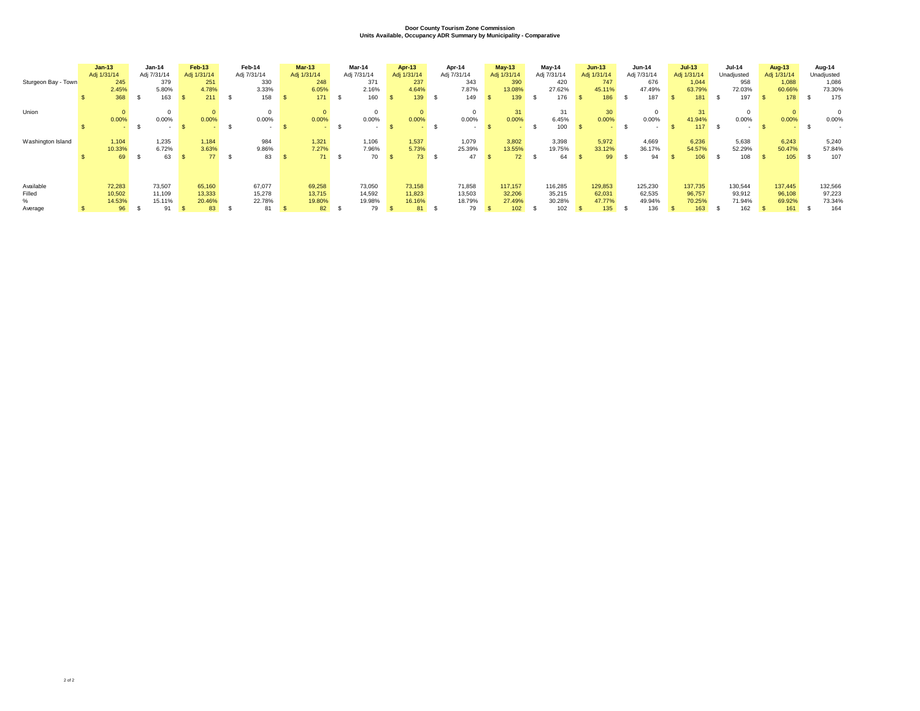**Door County Tourism Zone Commission**
**Units Available, Occupancy ADR Summary by Municipality - Comparative**

| | Jan-13 | Jan-14 | Feb-13 | Feb-14 | Mar-13 | Mar-14 | Apr-13 | Apr-14 | May-13 | May-14 | Jun-13 | Jun-14 | Jul-13 | Jul-14 | Aug-13 | Aug-14 |
|---|---|---|---|---|---|---|---|---|---|---|---|---|---|---|---|---|
| | Adj 1/31/14 | Adj 7/31/14 | Adj 1/31/14 | Adj 7/31/14 | Adj 1/31/14 | Adj 7/31/14 | Adj 1/31/14 | Adj 7/31/14 | Adj 1/31/14 | Adj 7/31/14 | Adj 1/31/14 | Adj 7/31/14 | Adj 1/31/14 | Unadjusted | Adj 1/31/14 | Unadjusted |
| Sturgeon Bay - Town | 245 | 379 | 251 | 330 | 248 | 371 | 237 | 343 | 390 | 420 | 747 | 676 | 1,044 | 958 | 1,088 | 1,086 |
| | 2.45% | 5.80% | 4.78% | 3.33% | 6.05% | 2.16% | 4.64% | 7.87% | 13.08% | 27.62% | 45.11% | 47.49% | 63.79% | 72.03% | 60.66% | 73.30% |
| | $ 368 | $ 163 | $ 211 | $ 158 | $ 171 | $ 160 | $ 139 | $ 149 | $ 139 | $ 176 | $ 186 | $ 187 | $ 181 | $ 197 | $ 178 | $ 175 |
| Union | 0 | 0 | 0 | 0 | 0 | 0 | 0 | 0 | 31 | 31 | 30 | 0 | 31 | 0 | 0 | 0 |
| | 0.00% | 0.00% | 0.00% | 0.00% | 0.00% | 0.00% | 0.00% | 0.00% | 0.00% | 6.45% | 0.00% | 0.00% | 41.94% | 0.00% | 0.00% | 0.00% |
| | $ - | $ - | $ - | $ - | $ - | $ - | $ - | $ - | $ - | $ 100 | $ - | $ - | $ 117 | $ - | $ - | $ - |
| Washington Island | 1,104 | 1,235 | 1,184 | 984 | 1,321 | 1,106 | 1,537 | 1,079 | 3,802 | 3,398 | 5,972 | 4,669 | 6,236 | 5,638 | 6,243 | 5,240 |
| | 10.33% | 6.72% | 3.63% | 9.86% | 7.27% | 7.96% | 5.73% | 25.39% | 13.55% | 19.75% | 33.12% | 36.17% | 54.57% | 52.29% | 50.47% | 57.84% |
| | $ 69 | $ 63 | $ 77 | $ 83 | $ 71 | $ 70 | $ 73 | $ 47 | $ 72 | $ 64 | $ 99 | $ 94 | $ 106 | $ 108 | $ 105 | $ 107 |
| Available | 72,283 | 73,507 | 65,160 | 67,077 | 69,258 | 73,050 | 73,158 | 71,858 | 117,157 | 116,285 | 129,853 | 125,230 | 137,735 | 130,544 | 137,445 | 132,566 |
| Filled | 10,502 | 11,109 | 13,333 | 15,278 | 13,715 | 14,592 | 11,823 | 13,503 | 32,206 | 35,215 | 62,031 | 62,535 | 96,757 | 93,912 | 96,108 | 97,223 |
| % | 14.53% | 15.11% | 20.46% | 22.78% | 19.80% | 19.98% | 16.16% | 18.79% | 27.49% | 30.28% | 47.77% | 49.94% | 70.25% | 71.94% | 69.92% | 73.34% |
| Average | $ 96 | $ 91 | $ 83 | $ 81 | $ 82 | $ 79 | $ 81 | $ 79 | $ 102 | $ 102 | $ 135 | $ 136 | $ 163 | $ 162 | $ 161 | $ 164 |